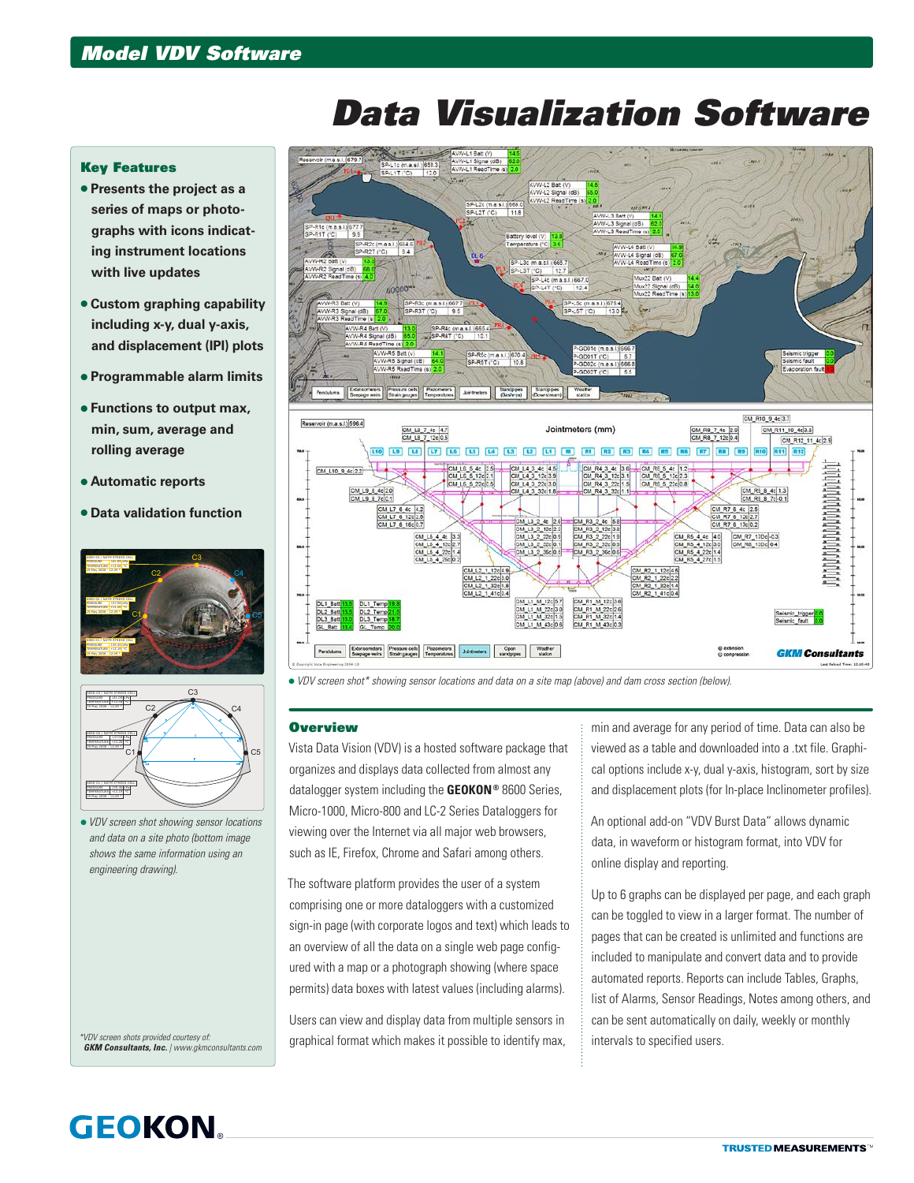# Data Visualization Software

## Model VDV Software

### Key Features

- Presents the project as a series of maps or photographs with icons indicating instrument locations with live updates
- Custom graphing capability including x-y, dual y-axis, and displacement (IPI) plots
- Programmable alarm limits
- Functions to output max, min, sum, average and rolling average
- Automatic reports
- Data validation function

*VDV screen shot showing sensor locations and data on a site photo (bottom image shows the same information using an engineering drawing).*

*VDV screen shots provided courtesy of: **GKM Consultants, Inc.** | www.gkmconsultants.com*

*VDV screen shot\* showing sensor locations and data on a site map (above) and dam cross section (below).*

### Overview

Vista Data Vision (VDV) is a hosted software package that organizes and displays data collected from almost any datalogger system including the **GEOKON**® 8600 Series, Micro-1000, Micro-800 and LC-2 Series Dataloggers for viewing over the Internet via all major web browsers, such as IE, Firefox, Chrome and Safari among others.

The software platform provides the user of a system comprising one or more dataloggers with a customized sign-in page (with corporate logos and text) which leads to an overview of all the data on a single web page configured with a map or a photograph showing (where space permits) data boxes with latest values (including alarms).

Users can view and display data from multiple sensors in graphical format which makes it possible to identify max, min and average for any period of time. Data can also be viewed as a table and downloaded into a .txt file. Graphical options include x-y, dual y-axis, histogram, sort by size and displacement plots (for In-place Inclinometer profiles).

An optional add-on "VDV Burst Data" allows dynamic data, in waveform or histogram format, into VDV for online display and reporting.

Up to 6 graphs can be displayed per page, and each graph can be toggled to view in a larger format. The number of pages that can be created is unlimited and functions are included to manipulate and convert data and to provide automated reports. Reports can include Tables, Graphs, list of Alarms, Sensor Readings, Notes among others, and can be sent automatically on daily, weekly or monthly intervals to specified users.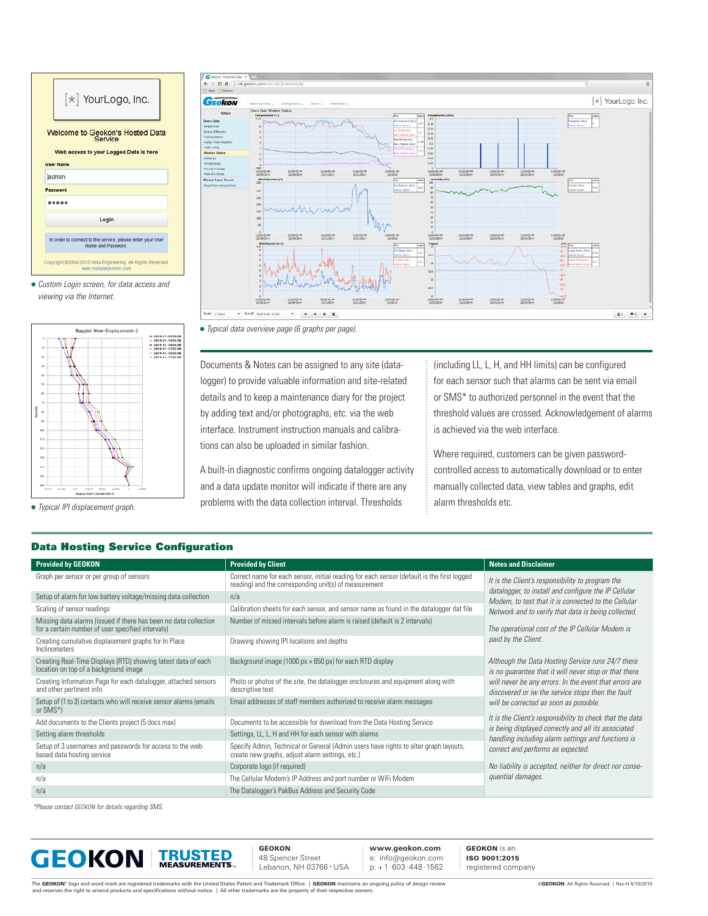• *Custom Login screen, for data access and viewing via the Internet.*

• *Typical data overview page (6 graphs per page).*

• *Typical IPI displacement graph.*

Documents & Notes can be assigned to any site (datalogger) to provide valuable information and site-related details and to keep a maintenance diary for the project by adding text and/or photographs, etc. via the web interface. Instrument instruction manuals and calibrations can also be uploaded in similar fashion.

A built-in diagnostic confirms ongoing datalogger activity and a data update monitor will indicate if there are any problems with the data collection interval. Thresholds (including LL, L, H, and HH limits) can be configured for each sensor such that alarms can be sent via email or SMS* to authorized personnel in the event that the threshold values are crossed. Acknowledgement of alarms is achieved via the web interface.

Where required, customers can be given password-controlled access to automatically download or to enter manually collected data, view tables and graphs, edit alarm thresholds etc.

## Data Hosting Service Configuration

| Provided by GEOKON | Provided by Client | Notes and Disclaimer |
|---|---|---|
| Graph per sensor or per group of sensors | Correct name for each sensor, initial reading for each sensor (default is the first logged reading) and the corresponding unit(s) of measurement | *It is the Client's responsibility to program the datalogger, to install and configure the IP Cellular Modem, to test that it is connected to the Cellular Network and to verify that data is being collected.* |
| Setup of alarm for low battery voltage/missing data collection | n/a | |
| Scaling of sensor readings | Calibration sheets for each sensor, and sensor name as found in the datalogger dat file | |
| Missing data alarms (issued if there has been no data collection for a certain number of user specified intervals) | Number of missed intervals before alarm is raised (default is 2 intervals) | *The operational cost of the IP Cellular Modem is paid by the Client.* |
| Creating cumulative displacement graphs for In Place Inclinometers | Drawing showing IPI locations and depths | |
| Creating Real-Time Displays (RTD) showing latest data of each location on top of a background image | Background image (1000 px × 650 px) for each RTD display | *Although the Data Hosting Service runs 24/7 there is no guarantee that it will never stop or that there will never be any errors. In the event that errors are discovered or iw the service stops then the fault will be corrected as soon as possible.* |
| Creating Information Page for each datalogger, attached sensors and other pertinent info | Photo or photos of the site, the datalogger enclosures and equipment along with descriptive text | |
| Setup of (1 to 3) contacts who will receive sensor alarms (emails or SMS*) | Email addresses of staff members authorized to receive alarm messages | |
| Add documents to the Clients project (5 docs max) | Documents to be accessible for download from the Data Hosting Service | *It is the Client's responsibility to check that the data is being displayed correctly and all its associated handling including alarm settings and functions is correct and performs as expected.* |
| Setting alarm thresholds | Settings, LL, L, H and HH for each sensor with alarms | |
| Setup of 3 usernames and passwords for access to the web based data hosting service | Specify Admin, Technical or General (Admin users have rights to alter graph layouts, create new graphs, adjust alarm settings, etc.) | |
| n/a | Corporate logo (if required) | *No liability is accepted, neither for direct nor consequential damages.* |
| n/a | The Cellular Modem's IP Address and port number or WiFi Modem | |
| n/a | The Datalogger's PakBus Address and Security Code | |

*\*Please contact GEOKON for details regarding SMS.*

**GEOKON** TRUSTED MEASUREMENTS.

**GEOKON**
48 Spencer Street
Lebanon, NH 03766 · USA

**www.geokon.com**
e: info@geokon.com
p: +1 · 603 · 448 · 1562

**GEOKON** is an **ISO 9001:2015** registered company

The **GEOKON**® logo and word mark are registered trademarks with the United States Patent and Trademark Office. | **GEOKON** maintains an ongoing policy of design review and reserves the right to amend products and specifications without notice. | All other trademarks are the property of their respective owners.

©**GEOKON**. All Rights Reserved. | Rev-H-5/10/2019